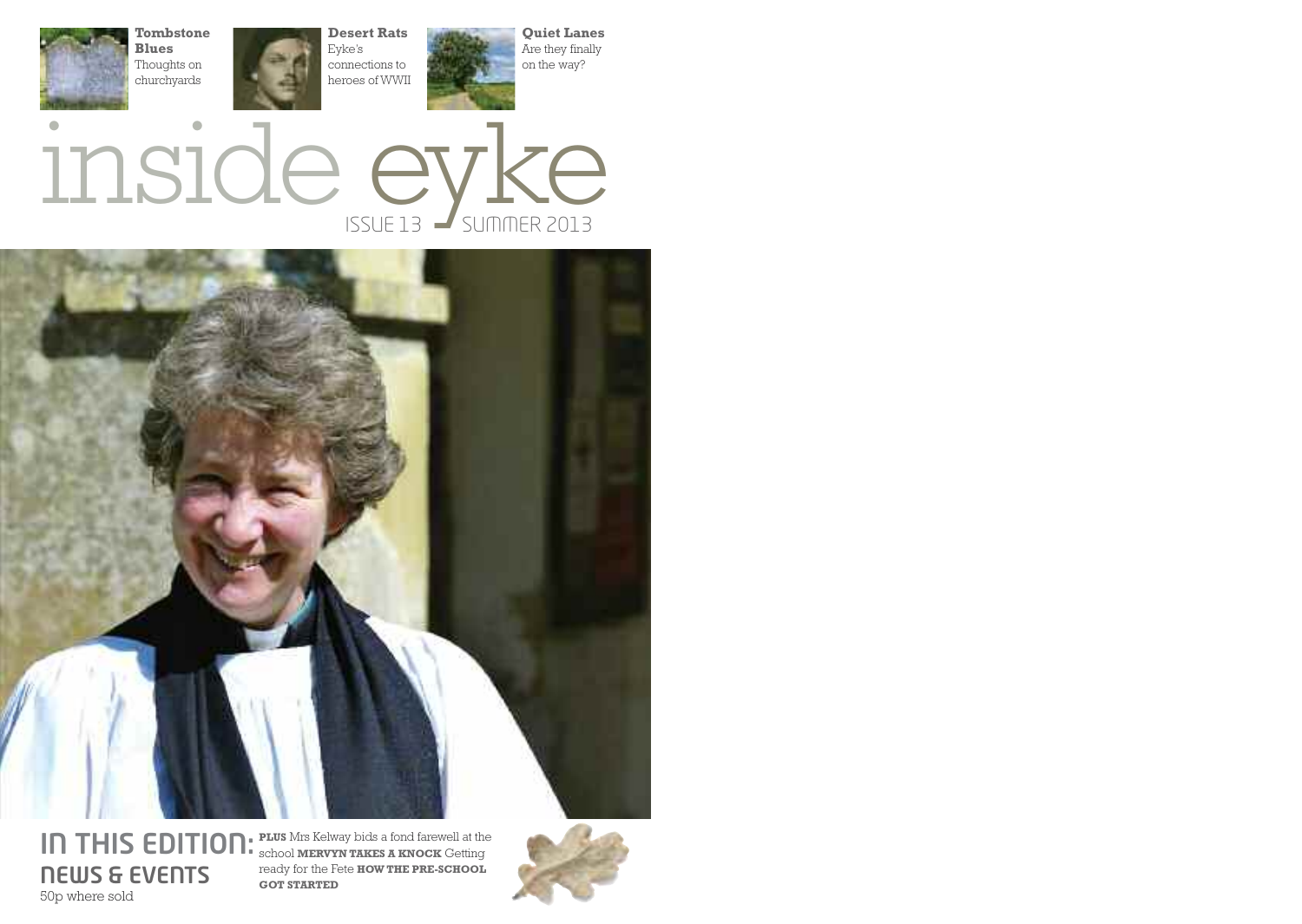**Tombstone Blues**
Thoughts on churchyards

**Desert Rats**
Eyke's connections to heroes of WWII

**Quiet Lanes**
Are they finally on the way?

# inside eyke

ISSUE 13 SUMMER 2013

## IN THIS EDITION: NEWS & EVENTS

**PLUS** Mrs Kelway bids a fond farewell at the school **MERVYN TAKES A KNOCK** Getting ready for the Fete **HOW THE PRE-SCHOOL GOT STARTED**

50p where sold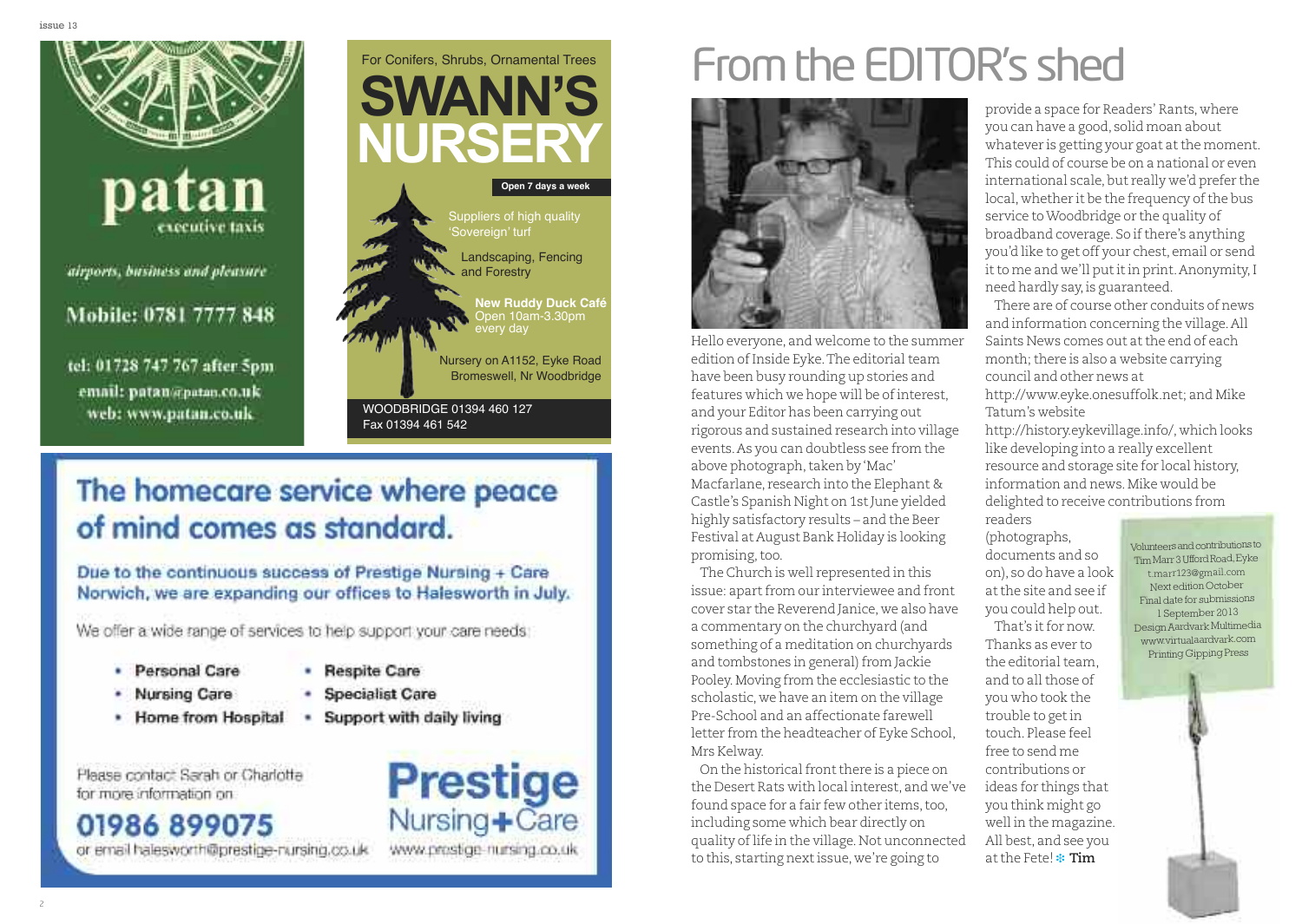patan

executive taxis

*airports, business and pleasure*

Mobile: 0781 7777 848

tel: 01728 747 767 after 5pm
email: patan@patan.co.uk
web: www.patan.co.uk

For Conifers, Shrubs, Ornamental Trees

# SWANN'S NURSERY

**Open 7 days a week**

Suppliers of high quality 'Sovereign' turf

Landscaping, Fencing and Forestry

**New Ruddy Duck Café**
Open 10am-3.30pm every day

Nursery on A1152, Eyke Road
Bromeswell, Nr Woodbridge

WOODBRIDGE 01394 460 127
Fax 01394 461 542

## The homecare service where peace of mind comes as standard.

**Due to the continuous success of Prestige Nursing + Care Norwich, we are expanding our offices to Halesworth in July.**

We offer a wide range of services to help support your care needs:

- **Personal Care**
- **Nursing Care**
- **Home from Hospital**
- **Respite Care**
- **Specialist Care**
- **Support with daily living**

Please contact Sarah or Charlotte for more information on

**01986 899075**

or email halesworth@prestige-nursing.co.uk

**Prestige** Nursing+Care

www.prestige-nursing.co.uk

# From the EDITOR's shed

Hello everyone, and welcome to the summer edition of Inside Eyke. The editorial team have been busy rounding up stories and features which we hope will be of interest, and your Editor has been carrying out rigorous and sustained research into village events. As you can doubtless see from the above photograph, taken by 'Mac' Macfarlane, research into the Elephant & Castle's Spanish Night on 1st June yielded highly satisfactory results – and the Beer Festival at August Bank Holiday is looking promising, too.

The Church is well represented in this issue: apart from our interviewee and front cover star the Reverend Janice, we also have a commentary on the churchyard (and something of a meditation on churchyards and tombstones in general) from Jackie Pooley. Moving from the ecclesiastic to the scholastic, we have an item on the village Pre-School and an affectionate farewell letter from the headteacher of Eyke School, Mrs Kelway.

On the historical front there is a piece on the Desert Rats with local interest, and we've found space for a fair few other items, too, including some which bear directly on quality of life in the village. Not unconnected to this, starting next issue, we're going to provide a space for Readers' Rants, where you can have a good, solid moan about whatever is getting your goat at the moment. This could of course be on a national or even international scale, but really we'd prefer the local, whether it be the frequency of the bus service to Woodbridge or the quality of broadband coverage. So if there's anything you'd like to get off your chest, email or send it to me and we'll put it in print. Anonymity, I need hardly say, is guaranteed.

There are of course other conduits of news and information concerning the village. All Saints News comes out at the end of each month; there is also a website carrying council and other news at http://www.eyke.onesuffolk.net; and Mike Tatum's website http://history.eykevillage.info/, which looks like developing into a really excellent resource and storage site for local history, information and news. Mike would be delighted to receive contributions from readers (photographs, documents and so on), so do have a look at the site and see if you could help out.

That's it for now. Thanks as ever to the editorial team, and to all those of you who took the trouble to get in touch. Please feel free to send me contributions or ideas for things that you think might go well in the magazine. All best, and see you at the Fete! **Tim**

Volunteers and contributions to Tim Marr 3 Ufford Road, Eyke
t.marr123@gmail.com
Next edition October
Final date for submissions 1 September 2013
Design Aardvark Multimedia www.virtualaardvark.com
Printing Gipping Press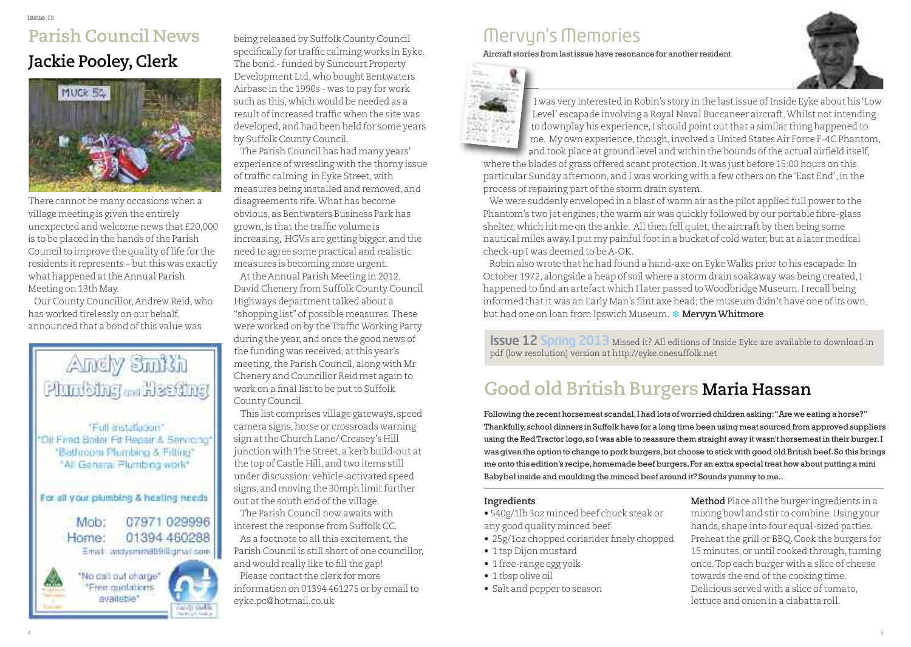# Parish Council News

## Jackie Pooley, Clerk

There cannot be many occasions when a village meeting is given the entirely unexpected and welcome news that £20,000 is to be placed in the hands of the Parish Council to improve the quality of life for the residents it represents – but this was exactly what happened at the Annual Parish Meeting on 13th May.

Our County Councillor, Andrew Reid, who has worked tirelessly on our behalf, announced that a bond of this value was being released by Suffolk County Council specifically for traffic calming works in Eyke. The bond - funded by Suncourt Property Development Ltd, who bought Bentwaters Airbase in the 1990s - was to pay for work such as this, which would be needed as a result of increased traffic when the site was developed, and had been held for some years by Suffolk County Council.

The Parish Council has had many years' experience of wrestling with the thorny issue of traffic calming in Eyke Street, with measures being installed and removed, and disagreements rife. What has become obvious, as Bentwaters Business Park has grown, is that the traffic volume is increasing, HGVs are getting bigger, and the need to agree some practical and realistic measures is becoming more urgent.

At the Annual Parish Meeting in 2012, David Chenery from Suffolk County Council Highways department talked about a "shopping list" of possible measures. These were worked on by the Traffic Working Party during the year, and once the good news of the funding was received, at this year's meeting, the Parish Council, along with Mr Chenery and Councillor Reid met again to work on a final list to be put to Suffolk County Council.

This list comprises village gateways, speed camera signs, horse or crossroads warning sign at the Church Lane/ Creasey's Hill junction with The Street, a kerb build-out at the top of Castle Hill, and two items still under discussion: vehicle-activated speed signs, and moving the 30mph limit further out at the south end of the village.

The Parish Council now awaits with interest the response from Suffolk CC.

As a footnote to all this excitement, the Parish Council is still short of one councillor, and would really like to fill the gap!

Please contact the clerk for more information on 01394 461275 or by email to eyke.pc@hotmail.co.uk

**Andy Smith Plumbing and Heating**

"Full installation"
"Oil Fired Boiler Fit Repair & Servicing"
"Bathroom Plumbing & Fitting"
"All General Plumbing work"

For all your plumbing & heating needs

Mob: 07971 029996
Home: 01394 460288
Email: andysmith8959@gmail.com

"No call out charge"
"Free quotations available"

# Mervyn's Memories

Aircraft stories from last issue have resonance for another resident

I was very interested in Robin's story in the last issue of Inside Eyke about his 'Low Level' escapade involving a Royal Naval Buccaneer aircraft. Whilst not intending to downplay his experience, I should point out that a similar thing happened to me. My own experience, though, involved a United States Air Force F-4C Phantom, and took place at ground level and within the bounds of the actual airfield itself, where the blades of grass offered scant protection. It was just before 15:00 hours on this particular Sunday afternoon, and I was working with a few others on the 'East End', in the process of repairing part of the storm drain system.

We were suddenly enveloped in a blast of warm air as the pilot applied full power to the Phantom's two jet engines; the warm air was quickly followed by our portable fibre-glass shelter, which hit me on the ankle. All then fell quiet, the aircraft by then being some nautical miles away. I put my painful foot in a bucket of cold water, but at a later medical check-up I was deemed to be A-OK.

Robin also wrote that he had found a hand-axe on Eyke Walks prior to his escapade. In October 1972, alongside a heap of soil where a storm drain soakaway was being created, I happened to find an artefact which I later passed to Woodbridge Museum. I recall being informed that it was an Early Man's flint axe head; the museum didn't have one of its own, but had one on loan from Ipswich Museum. **Mervyn Whitmore**

**Issue 12 Spring 2013** Missed it? All editions of Inside Eyke are available to download in pdf (low resolution) version at http://eyke.onesuffolk.net

# Good old British Burgers Maria Hassan

**Following the recent horsemeat scandal, I had lots of worried children asking: "Are we eating a horse?" Thankfully, school dinners in Suffolk have for a long time been using meat sourced from approved suppliers using the Red Tractor logo, so I was able to reassure them straight away it wasn't horsemeat in their burger. I was given the option to change to pork burgers, but choose to stick with good old British beef. So this brings me onto this edition's recipe, homemade beef burgers. For an extra special treat how about putting a mini Babybel inside and moulding the minced beef around it? Sounds yummy to me..**

**Ingredients**

- 540g/1lb 3oz minced beef chuck steak or any good quality minced beef
- 25g/1oz chopped coriander finely chopped
- 1 tsp Dijon mustard
- 1 free-range egg yolk
- 1 tbsp olive oil
- Salt and pepper to season

**Method** Place all the burger ingredients in a mixing bowl and stir to combine. Using your hands, shape into four equal-sized patties. Preheat the grill or BBQ. Cook the burgers for 15 minutes, or until cooked through, turning once. Top each burger with a slice of cheese towards the end of the cooking time. Delicious served with a slice of tomato, lettuce and onion in a ciabatta roll.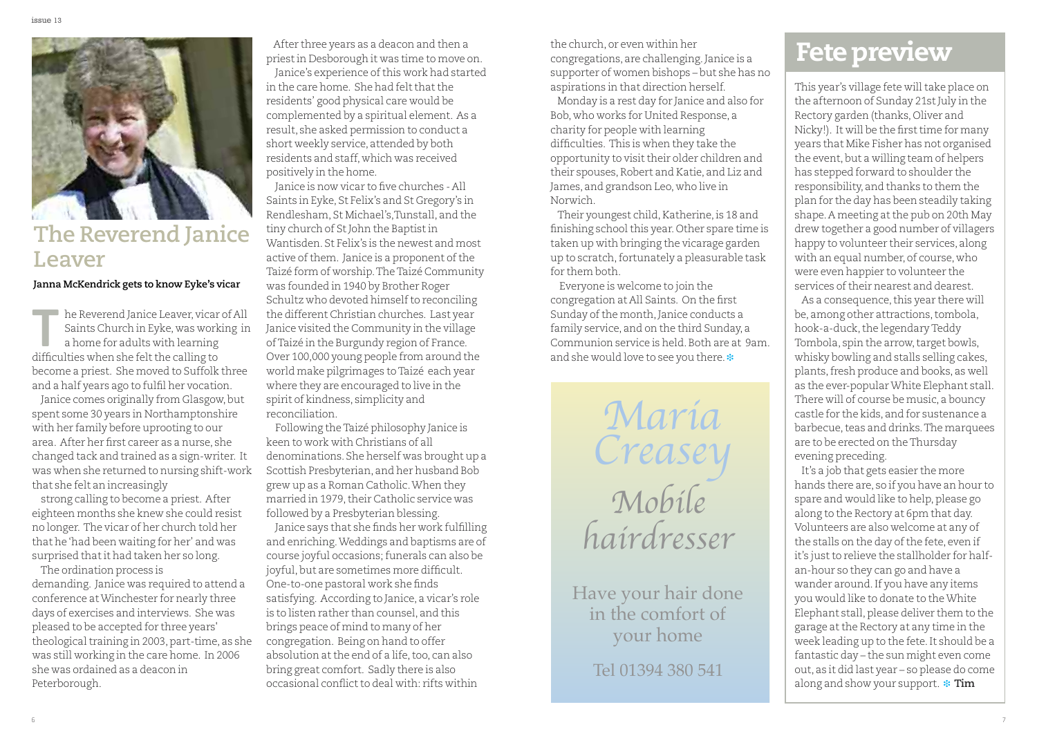## The Reverend Janice Leaver

**Janna McKendrick gets to know Eyke's vicar**

The Reverend Janice Leaver, vicar of All Saints Church in Eyke, was working in a home for adults with learning difficulties when she felt the calling to become a priest. She moved to Suffolk three and a half years ago to fulfil her vocation.

Janice comes originally from Glasgow, but spent some 30 years in Northamptonshire with her family before uprooting to our area. After her first career as a nurse, she changed tack and trained as a sign-writer. It was when she returned to nursing shift-work that she felt an increasingly strong calling to become a priest. After eighteen months she knew she could resist no longer. The vicar of her church told her that he 'had been waiting for her' and was surprised that it had taken her so long.

The ordination process is demanding. Janice was required to attend a conference at Winchester for nearly three days of exercises and interviews. She was pleased to be accepted for three years' theological training in 2003, part-time, as she was still working in the care home. In 2006 she was ordained as a deacon in Peterborough.

After three years as a deacon and then a priest in Desborough it was time to move on.

Janice's experience of this work had started in the care home. She had felt that the residents' good physical care would be complemented by a spiritual element. As a result, she asked permission to conduct a short weekly service, attended by both residents and staff, which was received positively in the home.

Janice is now vicar to five churches - All Saints in Eyke, St Felix's and St Gregory's in Rendlesham, St Michael's, Tunstall, and the tiny church of St John the Baptist in Wantisden. St Felix's is the newest and most active of them. Janice is a proponent of the Taizé form of worship. The Taizé Community was founded in 1940 by Brother Roger Schultz who devoted himself to reconciling the different Christian churches. Last year Janice visited the Community in the village of Taizé in the Burgundy region of France. Over 100,000 young people from around the world make pilgrimages to Taizé each year where they are encouraged to live in the spirit of kindness, simplicity and reconciliation.

Following the Taizé philosophy Janice is keen to work with Christians of all denominations. She herself was brought up a Scottish Presbyterian, and her husband Bob grew up as a Roman Catholic. When they married in 1979, their Catholic service was followed by a Presbyterian blessing.

Janice says that she finds her work fulfilling and enriching. Weddings and baptisms are of course joyful occasions; funerals can also be joyful, but are sometimes more difficult. One-to-one pastoral work she finds satisfying. According to Janice, a vicar's role is to listen rather than counsel, and this brings peace of mind to many of her congregation. Being on hand to offer absolution at the end of a life, too, can also bring great comfort. Sadly there is also occasional conflict to deal with: rifts within the church, or even within her congregations, are challenging. Janice is a supporter of women bishops – but she has no aspirations in that direction herself.

Monday is a rest day for Janice and also for Bob, who works for United Response, a charity for people with learning difficulties. This is when they take the opportunity to visit their older children and their spouses, Robert and Katie, and Liz and James, and grandson Leo, who live in Norwich.

Their youngest child, Katherine, is 18 and finishing school this year. Other spare time is taken up with bringing the vicarage garden up to scratch, fortunately a pleasurable task for them both.

Everyone is welcome to join the congregation at All Saints. On the first Sunday of the month, Janice conducts a family service, and on the third Sunday, a Communion service is held. Both are at 9am. and she would love to see you there.

*Maria Creasey*

*Mobile hairdresser*

Have your hair done in the comfort of your home

Tel 01394 380 541

## Fete preview

This year's village fete will take place on the afternoon of Sunday 21st July in the Rectory garden (thanks, Oliver and Nicky!). It will be the first time for many years that Mike Fisher has not organised the event, but a willing team of helpers has stepped forward to shoulder the responsibility, and thanks to them the plan for the day has been steadily taking shape. A meeting at the pub on 20th May drew together a good number of villagers happy to volunteer their services, along with an equal number, of course, who were even happier to volunteer the services of their nearest and dearest.

As a consequence, this year there will be, among other attractions, tombola, hook-a-duck, the legendary Teddy Tombola, spin the arrow, target bowls, whisky bowling and stalls selling cakes, plants, fresh produce and books, as well as the ever-popular White Elephant stall. There will of course be music, a bouncy castle for the kids, and for sustenance a barbecue, teas and drinks. The marquees are to be erected on the Thursday evening preceding.

It's a job that gets easier the more hands there are, so if you have an hour to spare and would like to help, please go along to the Rectory at 6pm that day. Volunteers are also welcome at any of the stalls on the day of the fete, even if it's just to relieve the stallholder for half-an-hour so they can go and have a wander around. If you have any items you would like to donate to the White Elephant stall, please deliver them to the garage at the Rectory at any time in the week leading up to the fete. It should be a fantastic day – the sun might even come out, as it did last year – so please do come along and show your support. **Tim**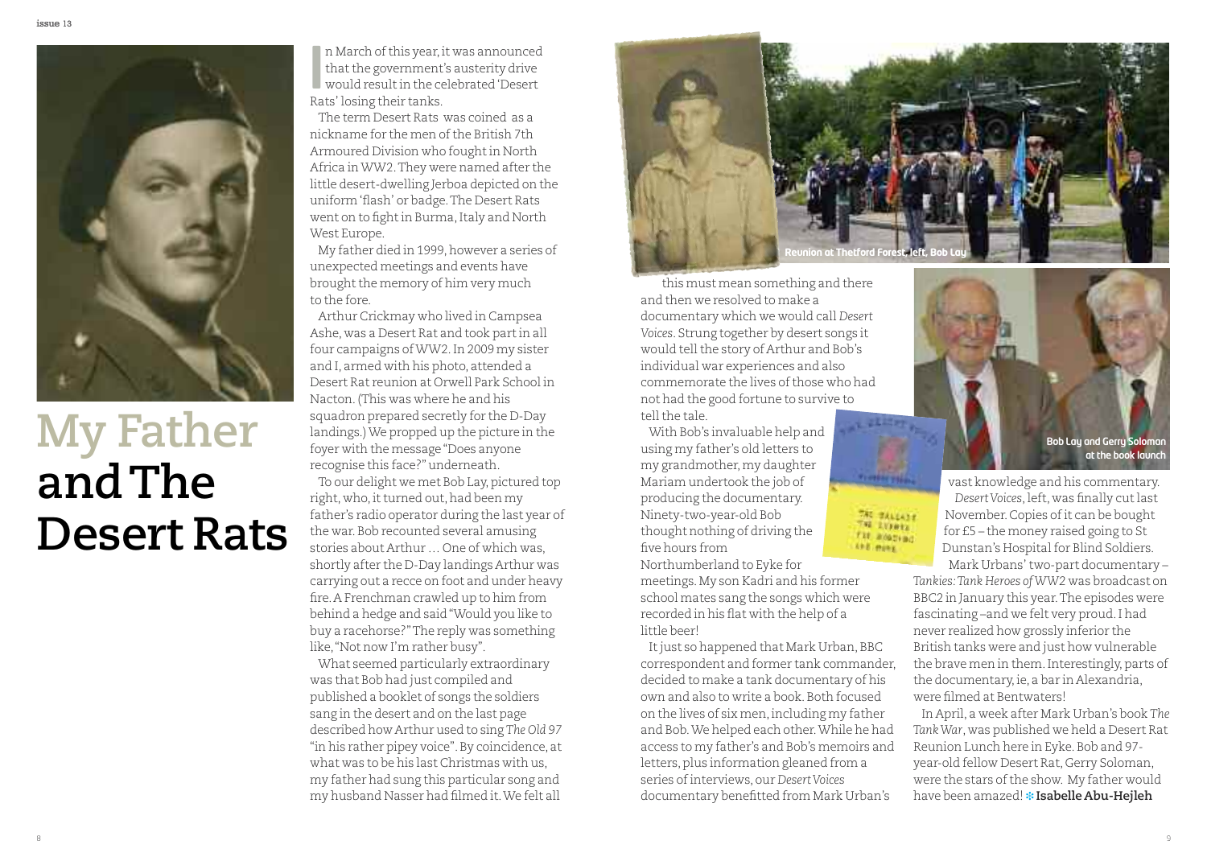# My Father and The Desert Rats

In March of this year, it was announced that the government's austerity drive would result in the celebrated 'Desert Rats' losing their tanks.

The term Desert Rats was coined as a nickname for the men of the British 7th Armoured Division who fought in North Africa in WW2. They were named after the little desert-dwelling Jerboa depicted on the uniform 'flash' or badge. The Desert Rats went on to fight in Burma, Italy and North West Europe.

My father died in 1999, however a series of unexpected meetings and events have brought the memory of him very much to the fore.

Arthur Crickmay who lived in Campsea Ashe, was a Desert Rat and took part in all four campaigns of WW2. In 2009 my sister and I, armed with his photo, attended a Desert Rat reunion at Orwell Park School in Nacton. (This was where he and his squadron prepared secretly for the D-Day landings.) We propped up the picture in the foyer with the message "Does anyone recognise this face?" underneath.

To our delight we met Bob Lay, pictured top right, who, it turned out, had been my father's radio operator during the last year of the war. Bob recounted several amusing stories about Arthur … One of which was, shortly after the D-Day landings Arthur was carrying out a recce on foot and under heavy fire. A Frenchman crawled up to him from behind a hedge and said "Would you like to buy a racehorse?" The reply was something like, "Not now I'm rather busy".

What seemed particularly extraordinary was that Bob had just compiled and published a booklet of songs the soldiers sang in the desert and on the last page described how Arthur used to sing *The Old 97* "in his rather pipey voice". By coincidence, at what was to be his last Christmas with us, my father had sung this particular song and my husband Nasser had filmed it. We felt all this must mean something and there and then we resolved to make a documentary which we would call *Desert Voices*. Strung together by desert songs it would tell the story of Arthur and Bob's individual war experiences and also commemorate the lives of those who had not had the good fortune to survive to tell the tale.

Reunion at Thetford Forest, left, Bob Lay

With Bob's invaluable help and using my father's old letters to my grandmother, my daughter Mariam undertook the job of producing the documentary. Ninety-two-year-old Bob thought nothing of driving the five hours from Northumberland to Eyke for meetings. My son Kadri and his former school mates sang the songs which were recorded in his flat with the help of a little beer!

It just so happened that Mark Urban, BBC correspondent and former tank commander, decided to make a tank documentary of his own and also to write a book. Both focused on the lives of six men, including my father and Bob. We helped each other. While he had access to my father's and Bob's memoirs and letters, plus information gleaned from a series of interviews, our *Desert Voices* documentary benefitted from Mark Urban's vast knowledge and his commentary.

Bob Lay and Gerry Soloman at the book launch

*Desert Voices*, left, was finally cut last November. Copies of it can be bought for £5 – the money raised going to St Dunstan's Hospital for Blind Soldiers.

Mark Urbans' two-part documentary – *Tankies: Tank Heroes of WW2* was broadcast on BBC2 in January this year. The episodes were fascinating –and we felt very proud. I had never realized how grossly inferior the British tanks were and just how vulnerable the brave men in them. Interestingly, parts of the documentary, ie, a bar in Alexandria, were filmed at Bentwaters!

In April, a week after Mark Urban's book *The Tank War*, was published we held a Desert Rat Reunion Lunch here in Eyke. Bob and 97-year-old fellow Desert Rat, Gerry Soloman, were the stars of the show. My father would have been amazed! **Isabelle Abu-Hejleh**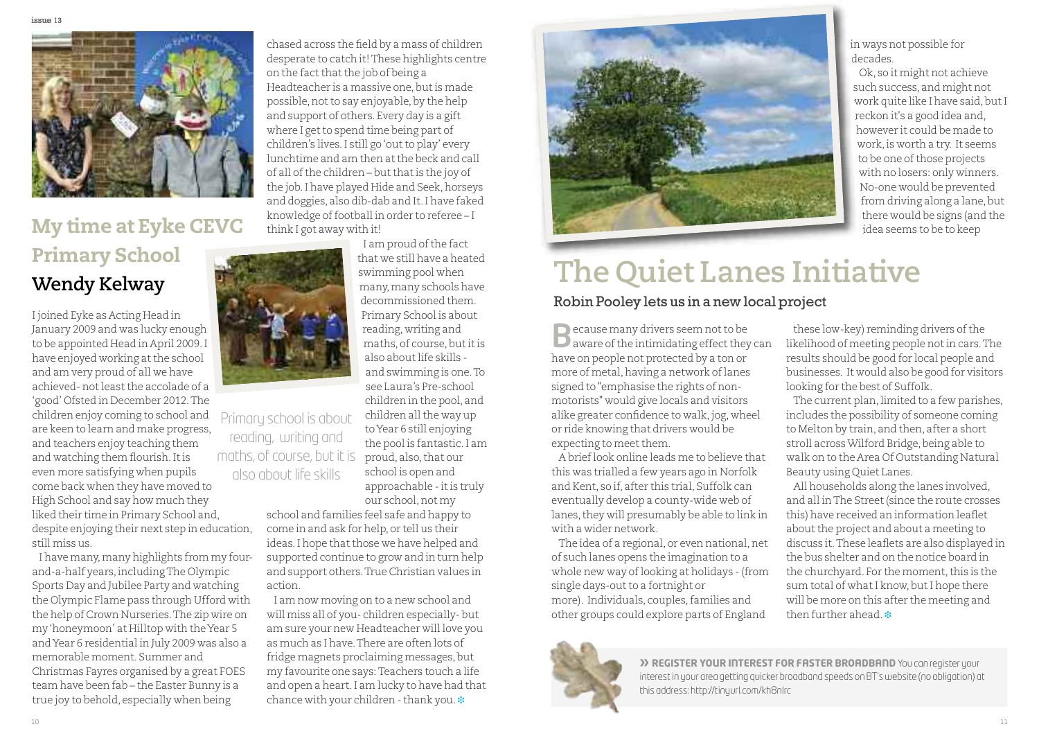## My time at Eyke CEVC Primary School

### Wendy Kelway

I joined Eyke as Acting Head in January 2009 and was lucky enough to be appointed Head in April 2009. I have enjoyed working at the school and am very proud of all we have achieved- not least the accolade of a 'good' Ofsted in December 2012. The children enjoy coming to school and are keen to learn and make progress, and teachers enjoy teaching them and watching them flourish. It is even more satisfying when pupils come back when they have moved to High School and say how much they liked their time in Primary School and, despite enjoying their next step in education, still miss us.

I have many, many highlights from my four-and-a-half years, including The Olympic Sports Day and Jubilee Party and watching the Olympic Flame pass through Ufford with the help of Crown Nurseries. The zip wire on my 'honeymoon' at Hilltop with the Year 5 and Year 6 residential in July 2009 was also a memorable moment. Summer and Christmas Fayres organised by a great FOES team have been fab – the Easter Bunny is a true joy to behold, especially when being chased across the field by a mass of children desperate to catch it! These highlights centre on the fact that the job of being a Headteacher is a massive one, but is made possible, not to say enjoyable, by the help and support of others. Every day is a gift where I get to spend time being part of children's lives. I still go 'out to play' every lunchtime and am then at the beck and call of all of the children – but that is the joy of the job. I have played Hide and Seek, horseys and doggies, also dib-dab and It. I have faked knowledge of football in order to referee – I think I got away with it!

> Primary school is about reading, writing and maths, of course, but it is also about life skills

I am proud of the fact that we still have a heated swimming pool when many, many schools have decommissioned them. Primary School is about reading, writing and maths, of course, but it is also about life skills - and swimming is one. To see Laura's Pre-school children in the pool, and children all the way up to Year 6 still enjoying the pool is fantastic. I am proud, also, that our school is open and approachable - it is truly our school, not my school and families feel safe and happy to come in and ask for help, or tell us their ideas. I hope that those we have helped and supported continue to grow and in turn help and support others. True Christian values in action.

I am now moving on to a new school and will miss all of you- children especially- but am sure your new Headteacher will love you as much as I have. There are often lots of fridge magnets proclaiming messages, but my favourite one says: Teachers touch a life and open a heart. I am lucky to have had that chance with your children - thank you.

## The Quiet Lanes Initiative

### Robin Pooley lets us in a new local project

Because many drivers seem not to be aware of the intimidating effect they can have on people not protected by a ton or more of metal, having a network of lanes signed to "emphasise the rights of non-motorists" would give locals and visitors alike greater confidence to walk, jog, wheel or ride knowing that drivers would be expecting to meet them.

A brief look online leads me to believe that this was trialled a few years ago in Norfolk and Kent, so if, after this trial, Suffolk can eventually develop a county-wide web of lanes, they will presumably be able to link in with a wider network.

The idea of a regional, or even national, net of such lanes opens the imagination to a whole new way of looking at holidays - (from single days-out to a fortnight or more). Individuals, couples, families and other groups could explore parts of England in ways not possible for decades.

Ok, so it might not achieve such success, and might not work quite like I have said, but I reckon it's a good idea and, however it could be made to work, is worth a try. It seems to be one of those projects with no losers: only winners. No-one would be prevented from driving along a lane, but there would be signs (and the idea seems to be to keep these low-key) reminding drivers of the likelihood of meeting people not in cars. The results should be good for local people and businesses. It would also be good for visitors looking for the best of Suffolk.

The current plan, limited to a few parishes, includes the possibility of someone coming to Melton by train, and then, after a short stroll across Wilford Bridge, being able to walk on to the Area Of Outstanding Natural Beauty using Quiet Lanes.

All households along the lanes involved, and all in The Street (since the route crosses this) have received an information leaflet about the project and about a meeting to discuss it. These leaflets are also displayed in the bus shelter and on the notice board in the churchyard. For the moment, this is the sum total of what I know, but I hope there will be more on this after the meeting and then further ahead.

**» REGISTER YOUR INTEREST FOR FASTER BROADBAND** You can register your interest in your area getting quicker broadband speeds on BT's website (no obligation) at this address: http://tinyurl.com/kh8nlrc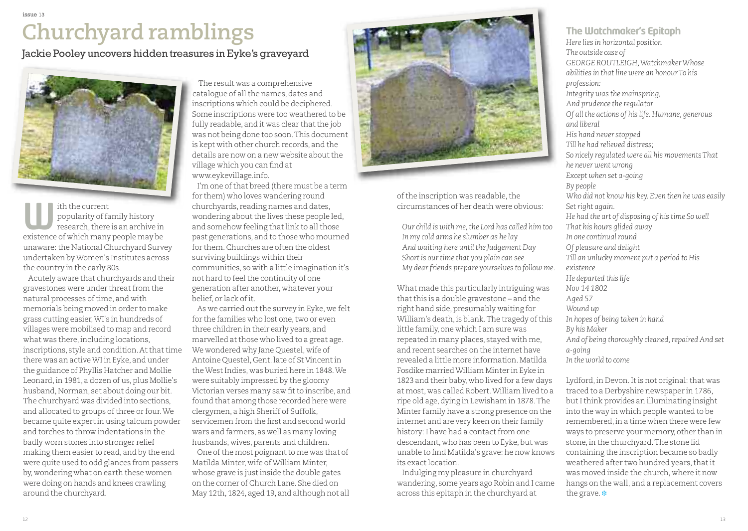# Churchyard ramblings

## Jackie Pooley uncovers hidden treasures in Eyke's graveyard

With the current popularity of family history research, there is an archive in existence of which many people may be unaware: the National Churchyard Survey undertaken by Women's Institutes across the country in the early 80s.

Acutely aware that churchyards and their gravestones were under threat from the natural processes of time, and with memorials being moved in order to make grass cutting easier, WI's in hundreds of villages were mobilised to map and record what was there, including locations, inscriptions, style and condition. At that time there was an active WI in Eyke, and under the guidance of Phyllis Hatcher and Mollie Leonard, in 1981, a dozen of us, plus Mollie's husband, Norman, set about doing our bit. The churchyard was divided into sections, and allocated to groups of three or four. We became quite expert in using talcum powder and torches to throw indentations in the badly worn stones into stronger relief making them easier to read, and by the end were quite used to odd glances from passers by, wondering what on earth these women were doing on hands and knees crawling around the churchyard.

The result was a comprehensive catalogue of all the names, dates and inscriptions which could be deciphered. Some inscriptions were too weathered to be fully readable, and it was clear that the job was not being done too soon. This document is kept with other church records, and the details are now on a new website about the village which you can find at www.eykevillage.info.

I'm one of that breed (there must be a term for them) who loves wandering round churchyards, reading names and dates, wondering about the lives these people led, and somehow feeling that link to all those past generations, and to those who mourned for them. Churches are often the oldest surviving buildings within their communities, so with a little imagination it's not hard to feel the continuity of one generation after another, whatever your belief, or lack of it.

As we carried out the survey in Eyke, we felt for the families who lost one, two or even three children in their early years, and marvelled at those who lived to a great age. We wondered why Jane Questel, wife of Antoine Questel, Gent. late of St Vincent in the West Indies, was buried here in 1848. We were suitably impressed by the gloomy Victorian verses many saw fit to inscribe, and found that among those recorded here were clergymen, a high Sheriff of Suffolk, servicemen from the first and second world wars and farmers, as well as many loving husbands, wives, parents and children.

One of the most poignant to me was that of Matilda Minter, wife of William Minter, whose grave is just inside the double gates on the corner of Church Lane. She died on May 12th, 1824, aged 19, and although not all of the inscription was readable, the circumstances of her death were obvious:

*Our child is with me, the Lord has called him too*
*In my cold arms he slumber as he lay*
*And waiting here until the Judgement Day*
*Short is our time that you plain can see*
*My dear friends prepare yourselves to follow me.*

What made this particularly intriguing was that this is a double gravestone – and the right hand side, presumably waiting for William's death, is blank. The tragedy of this little family, one which I am sure was repeated in many places, stayed with me, and recent searches on the internet have revealed a little more information. Matilda Fosdike married William Minter in Eyke in 1823 and their baby, who lived for a few days at most, was called Robert. William lived to a ripe old age, dying in Lewisham in 1878. The Minter family have a strong presence on the internet and are very keen on their family history: I have had a contact from one descendant, who has been to Eyke, but was unable to find Matilda's grave: he now knows its exact location.

Indulging my pleasure in churchyard wandering, some years ago Robin and I came across this epitaph in the churchyard at Lydford, in Devon. It is not original: that was traced to a Derbyshire newspaper in 1786, but I think provides an illuminating insight into the way in which people wanted to be remembered, in a time when there were few ways to preserve your memory, other than in stone, in the churchyard. The stone lid containing the inscription became so badly weathered after two hundred years, that it was moved inside the church, where it now hangs on the wall, and a replacement covers the grave.

### The Watchmaker's Epitaph

*Here lies in horizontal position*
*The outside case of*
*GEORGE ROUTLEIGH, Watchmaker Whose abilities in that line were an honour To his profession:*
*Integrity was the mainspring,*
*And prudence the regulator*
*Of all the actions of his life. Humane, generous and liberal*
*His hand never stopped*
*Till he had relieved distress;*
*So nicely regulated were all his movements That he never went wrong*
*Except when set a-going*
*By people*
*Who did not know his key. Even then he was easily Set right again.*
*He had the art of disposing of his time So well*
*That his hours glided away*
*In one continual round*
*Of pleasure and delight*
*Till an unlucky moment put a period to His existence*
*He departed this life*
*Nov 14 1802*
*Aged 57*
*Wound up*
*In hopes of being taken in hand*
*By his Maker*
*And of being thoroughly cleaned, repaired And set a-going*
*In the world to come*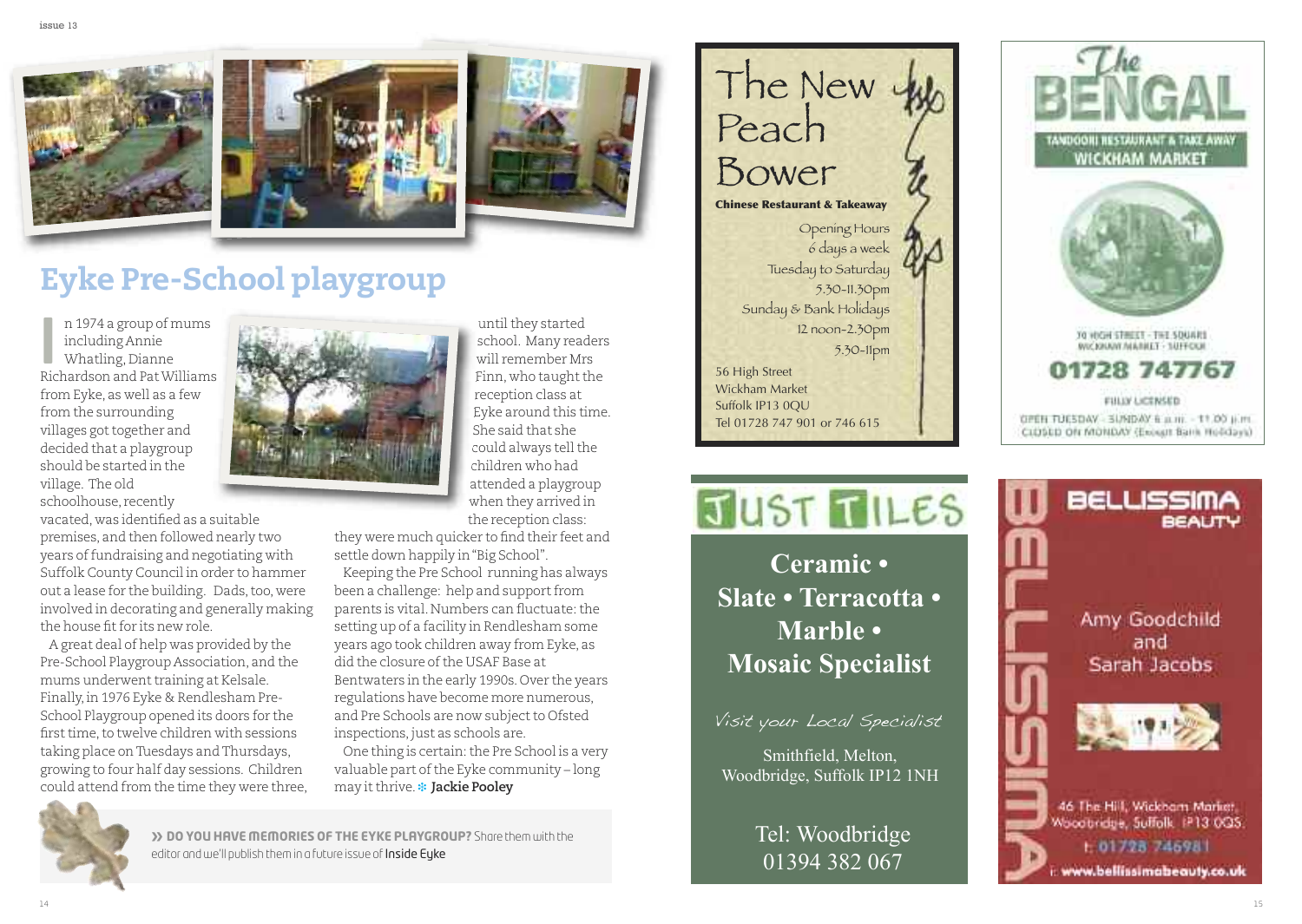# Eyke Pre-School playgroup

In 1974 a group of mums including Annie Whatling, Dianne Richardson and Pat Williams from Eyke, as well as a few from the surrounding villages got together and decided that a playgroup should be started in the village. The old schoolhouse, recently vacated, was identified as a suitable premises, and then followed nearly two years of fundraising and negotiating with Suffolk County Council in order to hammer out a lease for the building. Dads, too, were involved in decorating and generally making the house fit for its new role.

A great deal of help was provided by the Pre-School Playgroup Association, and the mums underwent training at Kelsale. Finally, in 1976 Eyke & Rendlesham Pre-School Playgroup opened its doors for the first time, to twelve children with sessions taking place on Tuesdays and Thursdays, growing to four half day sessions. Children could attend from the time they were three, until they started school. Many readers will remember Mrs Finn, who taught the reception class at Eyke around this time. She said that she could always tell the children who had attended a playgroup when they arrived in the reception class: they were much quicker to find their feet and settle down happily in "Big School".

Keeping the Pre School running has always been a challenge: help and support from parents is vital. Numbers can fluctuate: the setting up of a facility in Rendlesham some years ago took children away from Eyke, as did the closure of the USAF Base at Bentwaters in the early 1990s. Over the years regulations have become more numerous, and Pre Schools are now subject to Ofsted inspections, just as schools are.

One thing is certain: the Pre School is a very valuable part of the Eyke community – long may it thrive. **Jackie Pooley**

**>> DO YOU HAVE MEMORIES OF THE EYKE PLAYGROUP?** Share them with the editor and we'll publish them in a future issue of **Inside Eyke**

---

**The New Peach Bower**

**Chinese Restaurant & Takeaway**

Opening Hours
6 days a week
Tuesday to Saturday
5.30-11.30pm
Sunday & Bank Holidays
12 noon-2.30pm
5.30-11pm

56 High Street
Wickham Market
Suffolk IP13 0QU
Tel 01728 747 901 or 746 615

---

**The BENGAL**

TANDOORI RESTAURANT & TAKE AWAY
WICKHAM MARKET

70 HIGH STREET · THE SQUARE
WICKHAM MARKET · SUFFOLK

**01728 747767**

FULLY LICENSED

OPEN TUESDAY - SUNDAY 6 a.m. - 11.00 p.m.
CLOSED ON MONDAY (Except Bank Holidays)

---

**JUST TILES**

**Ceramic • Slate • Terracotta • Marble • Mosaic Specialist**

*Visit your Local Specialist*

Smithfield, Melton,
Woodbridge, Suffolk IP12 1NH

Tel: Woodbridge
01394 382 067

---

**BELLISSIMA BEAUTY**

Amy Goodchild
and
Sarah Jacobs

46 The Hill, Wickham Market,
Woodbridge, Suffolk IP13 0QS
t: 01728 746981
i: www.bellissimabeauty.co.uk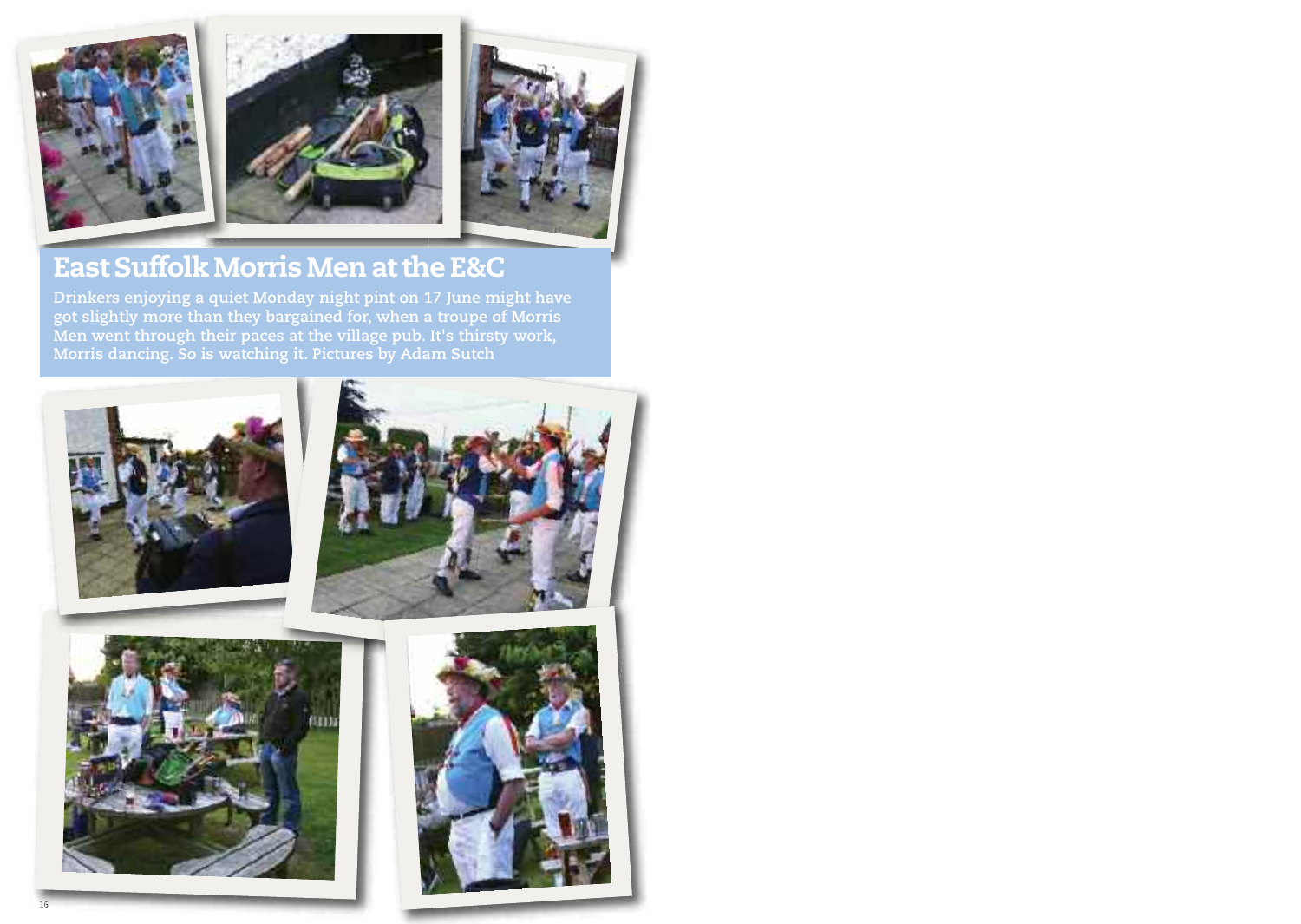# East Suffolk Morris Men at the E&C

**Drinkers enjoying a quiet Monday night pint on 17 June might have got slightly more than they bargained for, when a troupe of Morris Men went through their paces at the village pub. It's thirsty work, Morris dancing. So is watching it. Pictures by Adam Sutch**